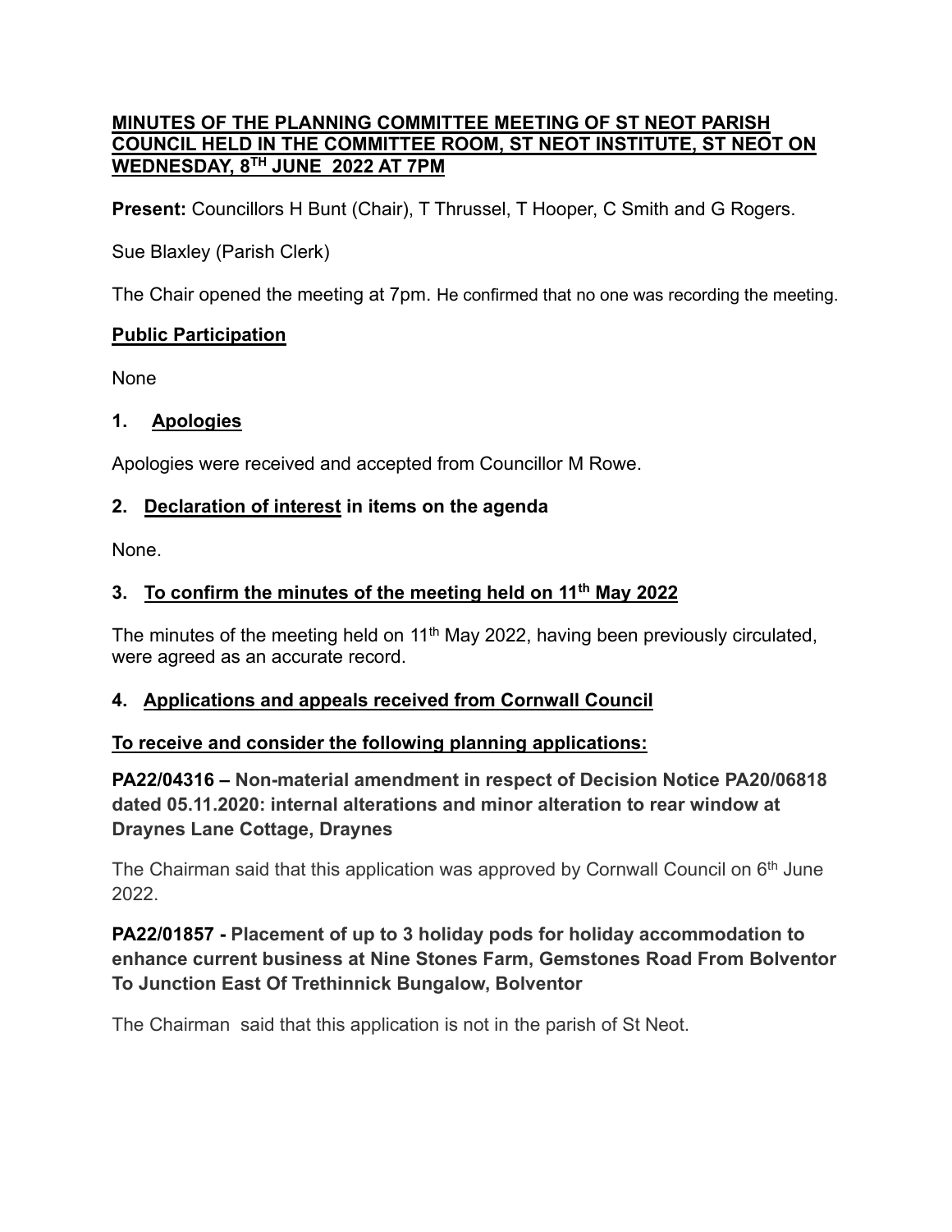# MINUTES OF THE PLANNING COMMITTEE MEETING OF ST NEOT PARISH COUNCIL HELD IN THE COMMITTEE ROOM, ST NEOT INSTITUTE, ST NEOT ON WEDNESDAY, 8TH JUNE 2022 AT 7PM

**Present:** Councillors H Bunt (Chair), T Thrussel, T Hooper, C Smith and G Rogers.

Sue Blaxley (Parish Clerk)

The Chair opened the meeting at 7pm. He confirmed that no one was recording the meeting.

## Public Participation

None

## 1. Apologies

Apologies were received and accepted from Councillor M Rowe.

## 2. Declaration of interest in items on the agenda

None.

## 3. To confirm the minutes of the meeting held on 11th May 2022

The minutes of the meeting held on 11th May 2022, having been previously circulated, were agreed as an accurate record.

## 4. Applications and appeals received from Cornwall Council

### To receive and consider the following planning applications:

**PA22/04316 – Non-material amendment in respect of Decision Notice PA20/06818 dated 05.11.2020: internal alterations and minor alteration to rear window at Draynes Lane Cottage, Draynes**

The Chairman said that this application was approved by Cornwall Council on 6th June 2022.

**PA22/01857 - Placement of up to 3 holiday pods for holiday accommodation to enhance current business at Nine Stones Farm, Gemstones Road From Bolventor To Junction East Of Trethinnick Bungalow, Bolventor**

The Chairman said that this application is not in the parish of St Neot.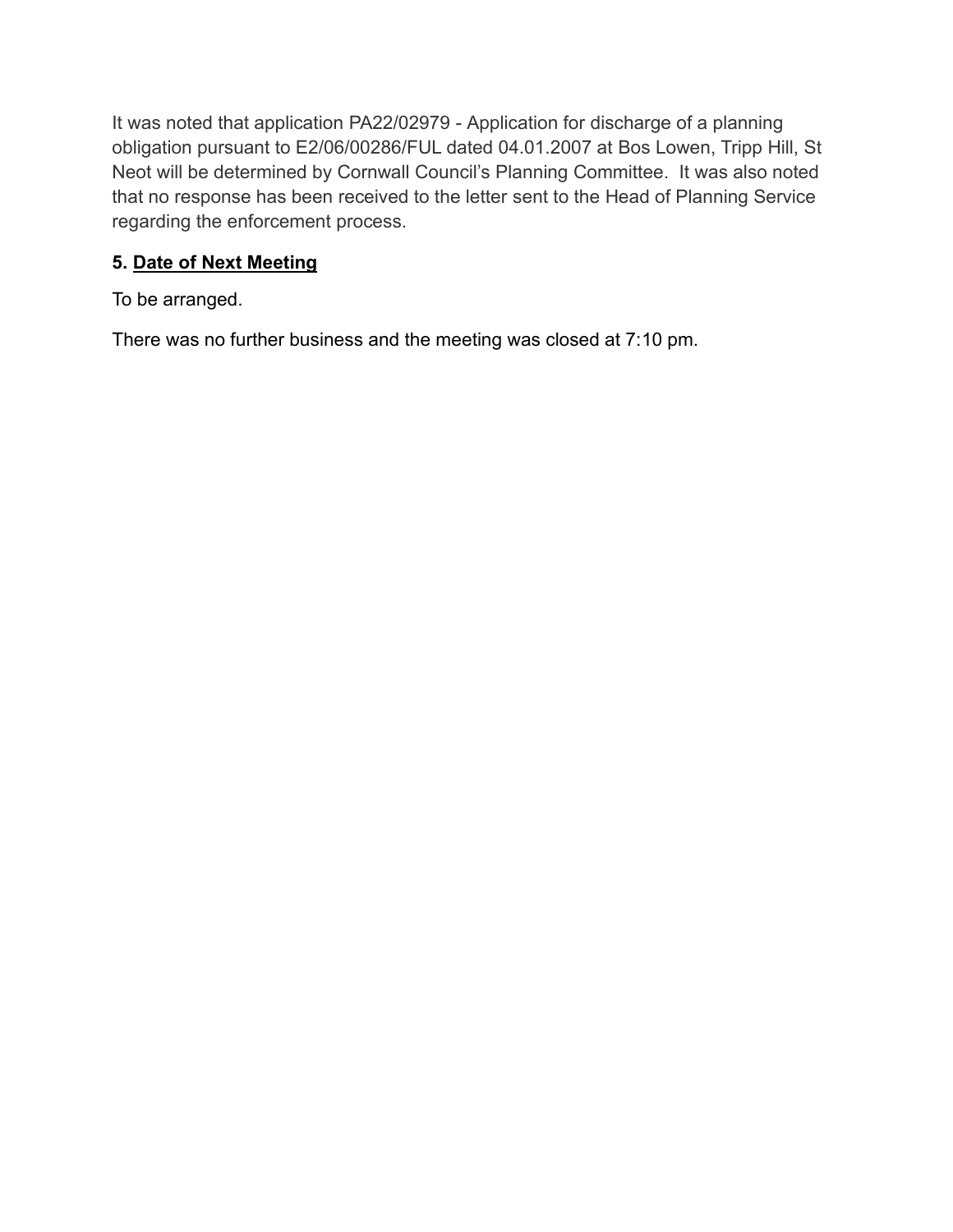It was noted that application PA22/02979 - Application for discharge of a planning obligation pursuant to E2/06/00286/FUL dated 04.01.2007 at Bos Lowen, Tripp Hill, St Neot will be determined by Cornwall Council's Planning Committee.  It was also noted that no response has been received to the letter sent to the Head of Planning Service regarding the enforcement process.

**5. Date of Next Meeting**

To be arranged.

There was no further business and the meeting was closed at 7:10 pm.